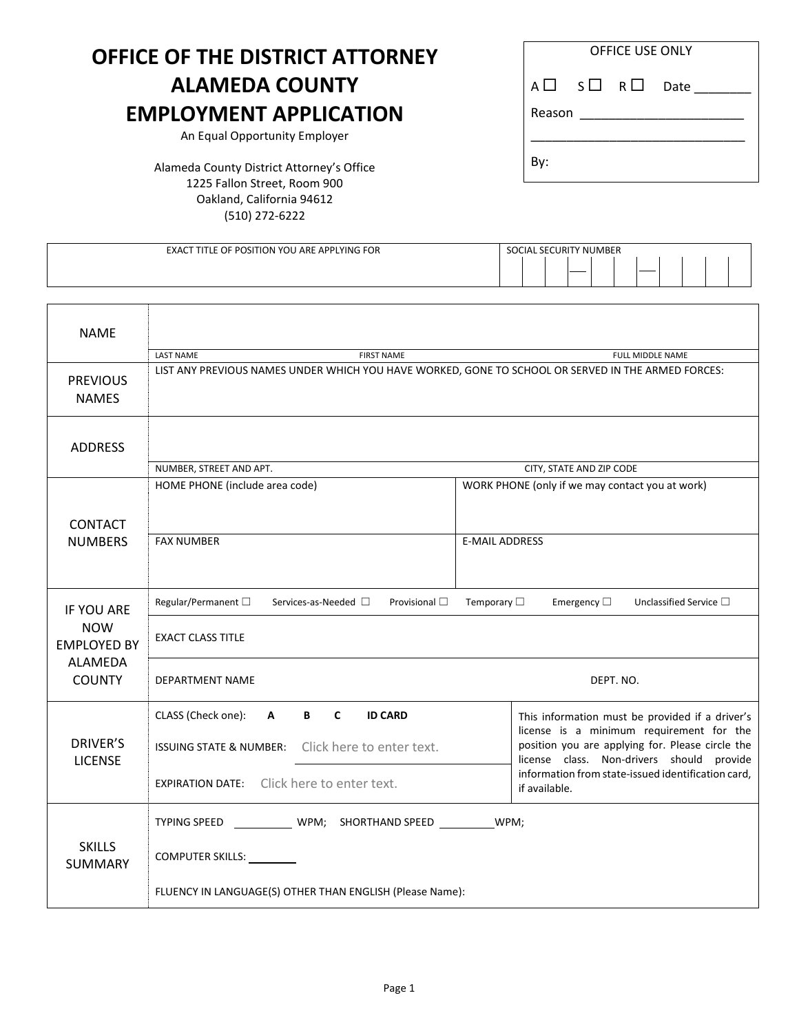# OFFICE OF THE DISTRICT ATTORNEY
# ALAMEDA COUNTY
# EMPLOYMENT APPLICATION

An Equal Opportunity Employer

Alameda County District Attorney's Office
1225 Fallon Street, Room 900
Oakland, California 94612
(510) 272-6222

| OFFICE USE ONLY |
|---|
| A ☐ S ☐ R ☐ Date ________ |
| Reason ________________________ |
| ________________________________ |
| By: |

| EXACT TITLE OF POSITION YOU ARE APPLYING FOR | SOCIAL SECURITY NUMBER |
|---|---|
| | ___ ___ ___ – ___ ___ – ___ ___ ___ ___ |

| | |
|---|---|
| NAME | LAST NAME / FIRST NAME / FULL MIDDLE NAME |
| PREVIOUS NAMES | LIST ANY PREVIOUS NAMES UNDER WHICH YOU HAVE WORKED, GONE TO SCHOOL OR SERVED IN THE ARMED FORCES: |
| ADDRESS | NUMBER, STREET AND APT. / CITY, STATE AND ZIP CODE |
| CONTACT NUMBERS | HOME PHONE (include area code) / WORK PHONE (only if we may contact you at work) |
| | FAX NUMBER / E-MAIL ADDRESS |
| IF YOU ARE NOW EMPLOYED BY ALAMEDA COUNTY | Regular/Permanent ☐ Services-as-Needed ☐ Provisional ☐ Temporary ☐ Emergency ☐ Unclassified Service ☐ |
| | EXACT CLASS TITLE |
| | DEPARTMENT NAME / DEPT. NO. |
| DRIVER'S LICENSE | CLASS (Check one): **A** **B** **C** **ID CARD** |
| | ISSUING STATE & NUMBER: Click here to enter text. |
| | EXPIRATION DATE: Click here to enter text. |
| | This information must be provided if a driver's license is a minimum requirement for the position you are applying for. Please circle the license class. Non-drivers should provide information from state-issued identification card, if available. |
| SKILLS SUMMARY | TYPING SPEED ________ WPM; SHORTHAND SPEED ________ WPM; |
| | COMPUTER SKILLS: ________ |
| | FLUENCY IN LANGUAGE(S) OTHER THAN ENGLISH (Please Name): |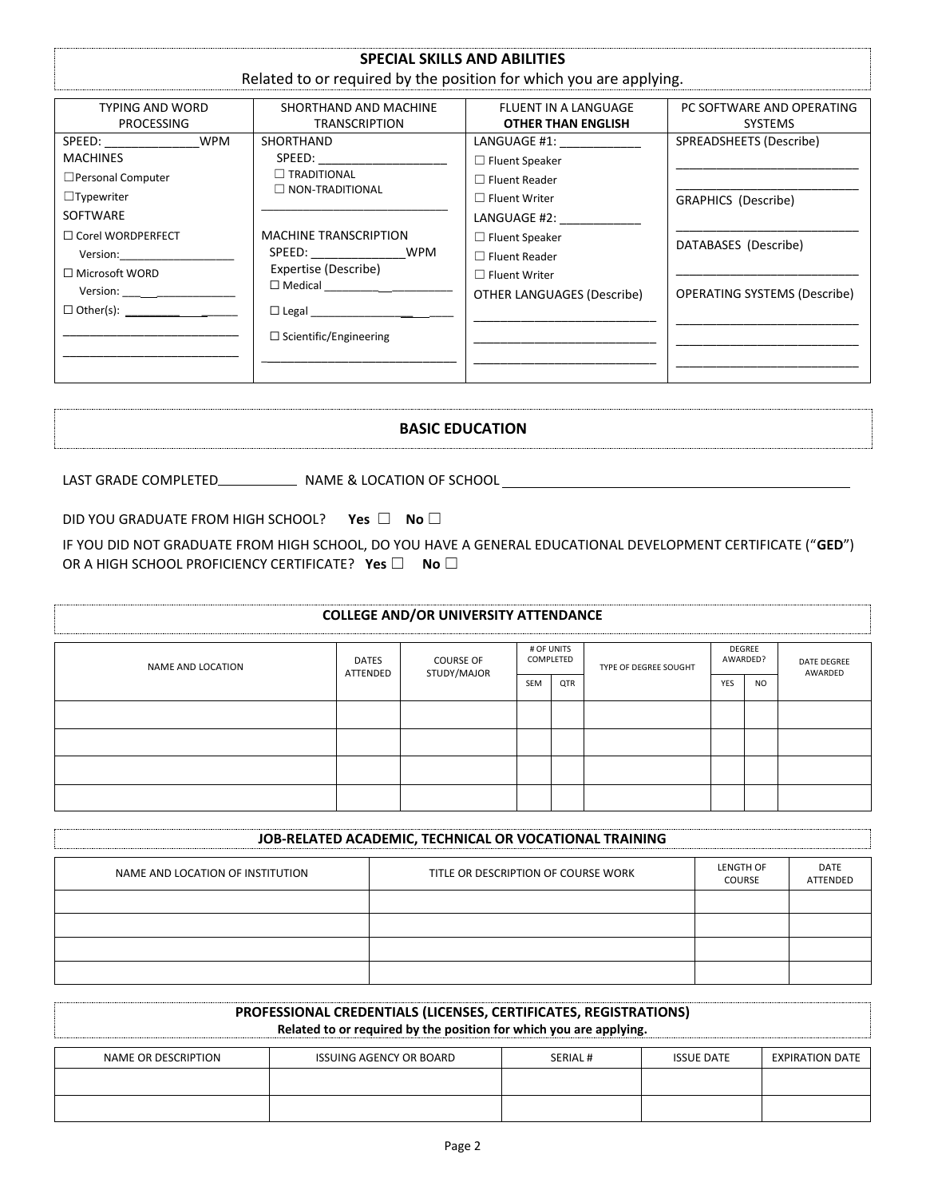## SPECIAL SKILLS AND ABILITIES

Related to or required by the position for which you are applying.

| TYPING AND WORD PROCESSING | SHORTHAND AND MACHINE TRANSCRIPTION | FLUENT IN A LANGUAGE **OTHER THAN ENGLISH** | PC SOFTWARE AND OPERATING SYSTEMS |
|---|---|---|---|
| SPEED: ______________WPM<br>MACHINES<br>☐Personal Computer<br>☐Typewriter<br>SOFTWARE<br>☐ Corel WORDPERFECT<br>Version:___________________<br>☐ Microsoft WORD<br>Version: _________________<br>☐ Other(s): _______________<br>___________________________<br>___________________________ | SHORTHAND<br>SPEED: ___________________<br>☐ TRADITIONAL<br>☐ NON-TRADITIONAL<br>_____________________________<br>MACHINE TRANSCRIPTION<br>SPEED: ______________WPM<br>Expertise (Describe)<br>☐ Medical ___________________<br>☐ Legal ______________________<br>☐ Scientific/Engineering<br>_____________________________ | LANGUAGE #1: ____________<br>☐ Fluent Speaker<br>☐ Fluent Reader<br>☐ Fluent Writer<br>LANGUAGE #2: ____________<br>☐ Fluent Speaker<br>☐ Fluent Reader<br>☐ Fluent Writer<br>OTHER LANGUAGES (Describe)<br>___________________________<br>___________________________<br>___________________________ | SPREADSHEETS (Describe)<br>___________________________<br>___________________________<br>GRAPHICS (Describe)<br>___________________________<br>DATABASES (Describe)<br>___________________________<br>OPERATING SYSTEMS (Describe)<br>___________________________<br>___________________________<br>___________________________ |

## BASIC EDUCATION

LAST GRADE COMPLETED___________ NAME & LOCATION OF SCHOOL _____________________________________________

DID YOU GRADUATE FROM HIGH SCHOOL? **Yes** ☐ **No** ☐

IF YOU DID NOT GRADUATE FROM HIGH SCHOOL, DO YOU HAVE A GENERAL EDUCATIONAL DEVELOPMENT CERTIFICATE ("**GED**") OR A HIGH SCHOOL PROFICIENCY CERTIFICATE? **Yes** ☐ **No** ☐

## COLLEGE AND/OR UNIVERSITY ATTENDANCE

| NAME AND LOCATION | DATES ATTENDED | COURSE OF STUDY/MAJOR | # OF UNITS COMPLETED | | TYPE OF DEGREE SOUGHT | DEGREE AWARDED? | | DATE DEGREE AWARDED |
|---|---|---|---|---|---|---|---|---|
| | | | SEM | QTR | | YES | NO | |
| | | | | | | | | |
| | | | | | | | | |
| | | | | | | | | |
| | | | | | | | | |

## JOB-RELATED ACADEMIC, TECHNICAL OR VOCATIONAL TRAINING

| NAME AND LOCATION OF INSTITUTION | TITLE OR DESCRIPTION OF COURSE WORK | LENGTH OF COURSE | DATE ATTENDED |
|---|---|---|---|
| | | | |
| | | | |
| | | | |
| | | | |

## PROFESSIONAL CREDENTIALS (LICENSES, CERTIFICATES, REGISTRATIONS)

**Related to or required by the position for which you are applying.**

| NAME OR DESCRIPTION | ISSUING AGENCY OR BOARD | SERIAL # | ISSUE DATE | EXPIRATION DATE |
|---|---|---|---|---|
| | | | | |
| | | | | |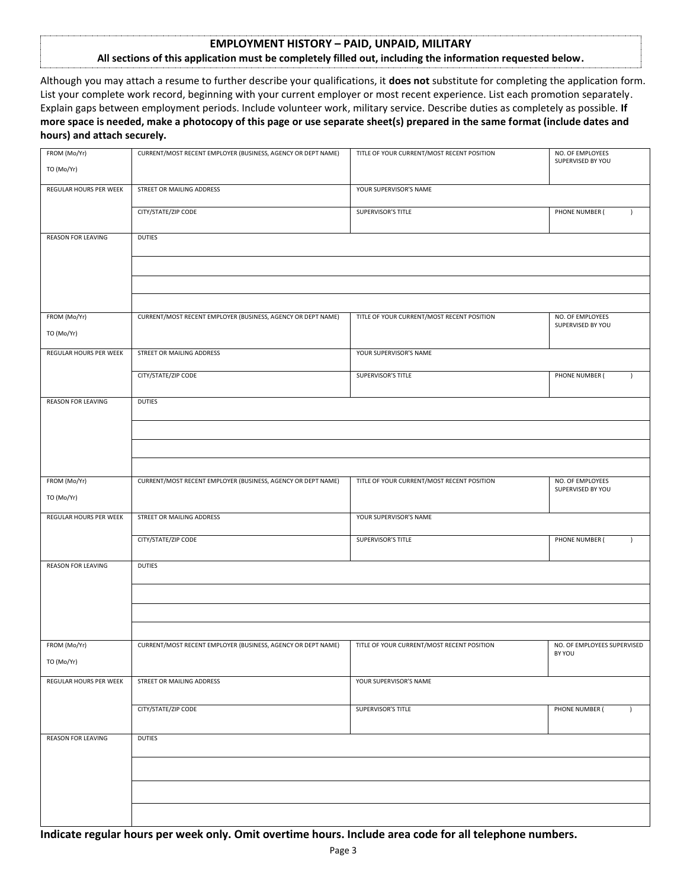## EMPLOYMENT HISTORY – PAID, UNPAID, MILITARY

**All sections of this application must be completely filled out, including the information requested below.**

Although you may attach a resume to further describe your qualifications, it **does not** substitute for completing the application form. List your complete work record, beginning with your current employer or most recent experience. List each promotion separately. Explain gaps between employment periods. Include volunteer work, military service. Describe duties as completely as possible. **If more space is needed, make a photocopy of this page or use separate sheet(s) prepared in the same format (include dates and hours) and attach securely.**

| FROM (Mo/Yr)<br>TO (Mo/Yr) | CURRENT/MOST RECENT EMPLOYER (BUSINESS, AGENCY OR DEPT NAME) | TITLE OF YOUR CURRENT/MOST RECENT POSITION | NO. OF EMPLOYEES SUPERVISED BY YOU |
|---|---|---|---|
| REGULAR HOURS PER WEEK | STREET OR MAILING ADDRESS | YOUR SUPERVISOR'S NAME | |
| | CITY/STATE/ZIP CODE | SUPERVISOR'S TITLE | PHONE NUMBER ( ) |
| REASON FOR LEAVING | DUTIES | | |
| | | | |
| | | | |
| | | | |

| FROM (Mo/Yr)<br>TO (Mo/Yr) | CURRENT/MOST RECENT EMPLOYER (BUSINESS, AGENCY OR DEPT NAME) | TITLE OF YOUR CURRENT/MOST RECENT POSITION | NO. OF EMPLOYEES SUPERVISED BY YOU |
|---|---|---|---|
| REGULAR HOURS PER WEEK | STREET OR MAILING ADDRESS | YOUR SUPERVISOR'S NAME | |
| | CITY/STATE/ZIP CODE | SUPERVISOR'S TITLE | PHONE NUMBER ( ) |
| REASON FOR LEAVING | DUTIES | | |
| | | | |
| | | | |
| | | | |

| FROM (Mo/Yr)<br>TO (Mo/Yr) | CURRENT/MOST RECENT EMPLOYER (BUSINESS, AGENCY OR DEPT NAME) | TITLE OF YOUR CURRENT/MOST RECENT POSITION | NO. OF EMPLOYEES SUPERVISED BY YOU |
|---|---|---|---|
| REGULAR HOURS PER WEEK | STREET OR MAILING ADDRESS | YOUR SUPERVISOR'S NAME | |
| | CITY/STATE/ZIP CODE | SUPERVISOR'S TITLE | PHONE NUMBER ( ) |
| REASON FOR LEAVING | DUTIES | | |
| | | | |
| | | | |
| | | | |

| FROM (Mo/Yr)<br>TO (Mo/Yr) | CURRENT/MOST RECENT EMPLOYER (BUSINESS, AGENCY OR DEPT NAME) | TITLE OF YOUR CURRENT/MOST RECENT POSITION | NO. OF EMPLOYEES SUPERVISED BY YOU |
|---|---|---|---|
| REGULAR HOURS PER WEEK | STREET OR MAILING ADDRESS | YOUR SUPERVISOR'S NAME | |
| | CITY/STATE/ZIP CODE | SUPERVISOR'S TITLE | PHONE NUMBER ( ) |
| REASON FOR LEAVING | DUTIES | | |
| | | | |
| | | | |
| | | | |

**Indicate regular hours per week only. Omit overtime hours. Include area code for all telephone numbers.**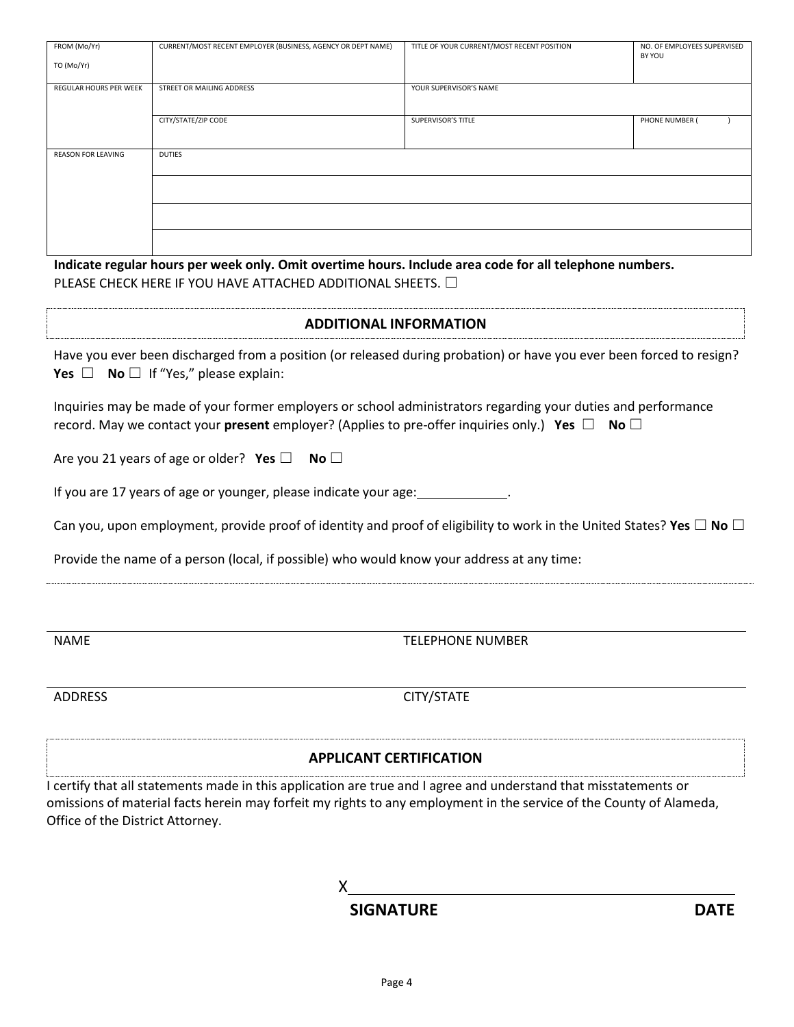| FROM (Mo/Yr)<br><br>TO (Mo/Yr) | CURRENT/MOST RECENT EMPLOYER (BUSINESS, AGENCY OR DEPT NAME) | TITLE OF YOUR CURRENT/MOST RECENT POSITION | NO. OF EMPLOYEES SUPERVISED BY YOU |
|---|---|---|---|
| REGULAR HOURS PER WEEK | STREET OR MAILING ADDRESS | YOUR SUPERVISOR'S NAME | |
| | CITY/STATE/ZIP CODE | SUPERVISOR'S TITLE | PHONE NUMBER (     ) |
| REASON FOR LEAVING | DUTIES | | |
| | | | |
| | | | |
| | | | |

**Indicate regular hours per week only. Omit overtime hours. Include area code for all telephone numbers.**
PLEASE CHECK HERE IF YOU HAVE ATTACHED ADDITIONAL SHEETS. ☐

## ADDITIONAL INFORMATION

Have you ever been discharged from a position (or released during probation) or have you ever been forced to resign? **Yes** ☐ **No** ☐ If "Yes," please explain:

Inquiries may be made of your former employers or school administrators regarding your duties and performance record. May we contact your **present** employer? (Applies to pre-offer inquiries only.) **Yes** ☐ **No** ☐

Are you 21 years of age or older? **Yes** ☐ **No** ☐

If you are 17 years of age or younger, please indicate your age: ____________.

Can you, upon employment, provide proof of identity and proof of eligibility to work in the United States? **Yes** ☐ **No** ☐

Provide the name of a person (local, if possible) who would know your address at any time:

NAME ______________________ TELEPHONE NUMBER ______________________

ADDRESS ______________________ CITY/STATE ______________________

## APPLICANT CERTIFICATION

I certify that all statements made in this application are true and I agree and understand that misstatements or omissions of material facts herein may forfeit my rights to any employment in the service of the County of Alameda, Office of the District Attorney.

X______________________________________________

**SIGNATURE** **DATE**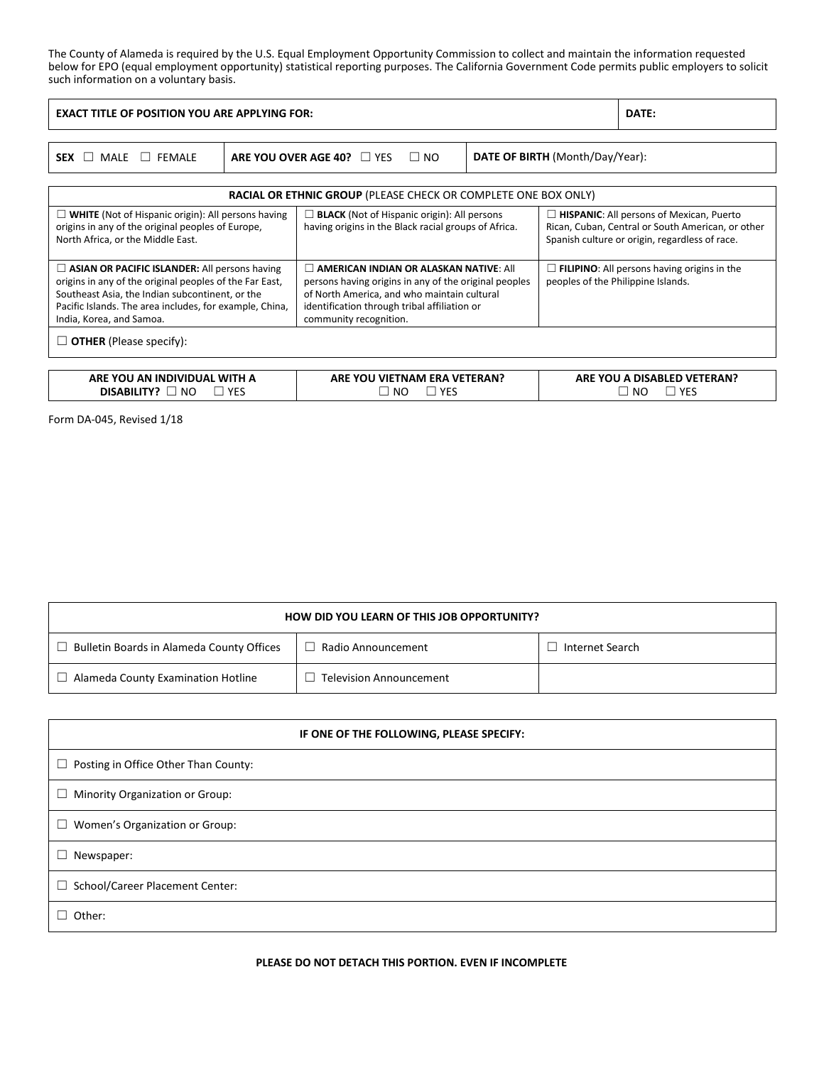The County of Alameda is required by the U.S. Equal Employment Opportunity Commission to collect and maintain the information requested below for EPO (equal employment opportunity) statistical reporting purposes. The California Government Code permits public employers to solicit such information on a voluntary basis.

| | |
|---|---|
| **EXACT TITLE OF POSITION YOU ARE APPLYING FOR:** | **DATE:** |

| | | |
|---|---|---|
| **SEX** ☐ MALE ☐ FEMALE | **ARE YOU OVER AGE 40?** ☐ YES ☐ NO | **DATE OF BIRTH** (Month/Day/Year): |

| **RACIAL OR ETHNIC GROUP** (PLEASE CHECK OR COMPLETE ONE BOX ONLY) | | |
|---|---|---|
| ☐ **WHITE** (Not of Hispanic origin): All persons having origins in any of the original peoples of Europe, North Africa, or the Middle East. | ☐ **BLACK** (Not of Hispanic origin): All persons having origins in the Black racial groups of Africa. | ☐ **HISPANIC**: All persons of Mexican, Puerto Rican, Cuban, Central or South American, or other Spanish culture or origin, regardless of race. |
| ☐ **ASIAN OR PACIFIC ISLANDER:** All persons having origins in any of the original peoples of the Far East, Southeast Asia, the Indian subcontinent, or the Pacific Islands. The area includes, for example, China, India, Korea, and Samoa. | ☐ **AMERICAN INDIAN OR ALASKAN NATIVE**: All persons having origins in any of the original peoples of North America, and who maintain cultural identification through tribal affiliation or community recognition. | ☐ **FILIPINO**: All persons having origins in the peoples of the Philippine Islands. |
| ☐ **OTHER** (Please specify): | | |

| | | |
|---|---|---|
| **ARE YOU AN INDIVIDUAL WITH A DISABILITY?** ☐ NO ☐ YES | **ARE YOU VIETNAM ERA VETERAN?** ☐ NO ☐ YES | **ARE YOU A DISABLED VETERAN?** ☐ NO ☐ YES |

Form DA-045, Revised 1/18

| **HOW DID YOU LEARN OF THIS JOB OPPORTUNITY?** | | |
|---|---|---|
| ☐ Bulletin Boards in Alameda County Offices | ☐ Radio Announcement | ☐ Internet Search |
| ☐ Alameda County Examination Hotline | ☐ Television Announcement | |

| **IF ONE OF THE FOLLOWING, PLEASE SPECIFY:** |
|---|
| ☐ Posting in Office Other Than County: |
| ☐ Minority Organization or Group: |
| ☐ Women's Organization or Group: |
| ☐ Newspaper: |
| ☐ School/Career Placement Center: |
| ☐ Other: |

**PLEASE DO NOT DETACH THIS PORTION. EVEN IF INCOMPLETE**